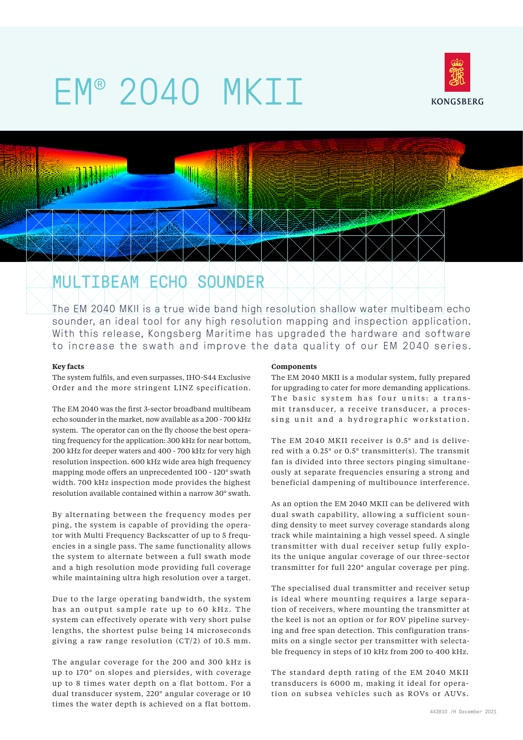# EM® 2040 MKII

KONGSBERG

## MULTIBEAM ECHO SOUNDER

The EM 2040 MKII is a true wide band high resolution shallow water multibeam echo sounder, an ideal tool for any high resolution mapping and inspection application. With this release, Kongsberg Maritime has upgraded the hardware and software to increase the swath and improve the data quality of our EM 2040 series.

**Key facts**

The system fulfils, and even surpasses, IHO-S44 Exclusive Order and the more stringent LINZ specification.

The EM 2040 was the first 3-sector broadband multibeam echo sounder in the market, now available as a 200 - 700 kHz system. The operator can on the fly choose the best operating frequency for the application: 300 kHz for near bottom, 200 kHz for deeper waters and 400 - 700 kHz for very high resolution inspection. 600 kHz wide area high frequency mapping mode offers an unprecedented 100 - 120° swath width. 700 kHz inspection mode provides the highest resolution available contained within a narrow 30° swath.

By alternating between the frequency modes per ping, the system is capable of providing the operator with Multi Frequency Backscatter of up to 5 frequencies in a single pass. The same functionality allows the system to alternate between a full swath mode and a high resolution mode providing full coverage while maintaining ultra high resolution over a target.

Due to the large operating bandwidth, the system has an output sample rate up to 60 kHz. The system can effectively operate with very short pulse lengths, the shortest pulse being 14 microseconds giving a raw range resolution (CT/2) of 10.5 mm.

The angular coverage for the 200 and 300 kHz is up to 170° on slopes and piersides, with coverage up to 8 times water depth on a flat bottom. For a dual transducer system, 220° angular coverage or 10 times the water depth is achieved on a flat bottom.

**Components**

The EM 2040 MKII is a modular system, fully prepared for upgrading to cater for more demanding applications. The basic system has four units: a transmit transducer, a receive transducer, a processing unit and a hydrographic workstation.

The EM 2040 MKII receiver is 0.5° and is delivered with a 0.25° or 0.5° transmitter(s). The transmit fan is divided into three sectors pinging simultaneously at separate frequencies ensuring a strong and beneficial dampening of multibounce interference.

As an option the EM 2040 MKII can be delivered with dual swath capability, allowing a sufficient sounding density to meet survey coverage standards along track while maintaining a high vessel speed. A single transmitter with dual receiver setup fully exploits the unique angular coverage of our three-sector transmitter for full 220° angular coverage per ping.

The specialised dual transmitter and receiver setup is ideal where mounting requires a large separation of receivers, where mounting the transmitter at the keel is not an option or for ROV pipeline surveying and free span detection. This configuration transmits on a single sector per transmitter with selectable frequency in steps of 10 kHz from 200 to 400 kHz.

The standard depth rating of the EM 2040 MKII transducers is 6000 m, making it ideal for operation on subsea vehicles such as ROVs or AUVs.

443810 /H December 2021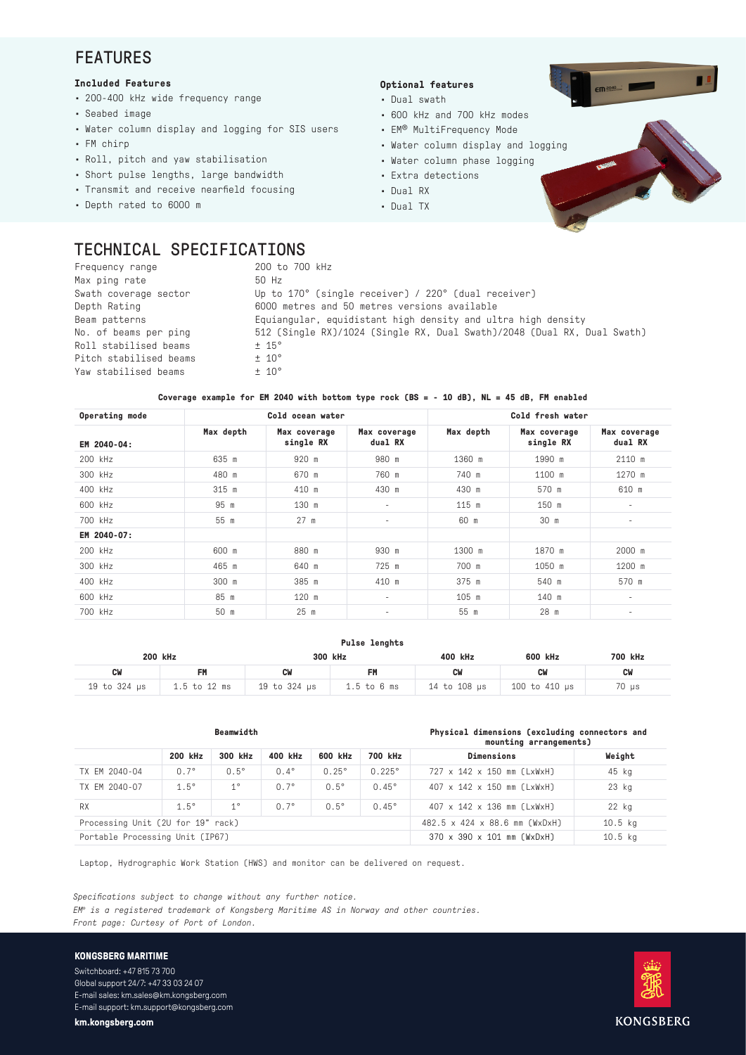# FEATURES

### Included Features

- 200-400 kHz wide frequency range
- Seabed image
- Water column display and logging for SIS users
- FM chirp
- Roll, pitch and yaw stabilisation
- Short pulse lengths, large bandwidth
- Transmit and receive nearfield focusing
- Depth rated to 6000 m

### Optional features

- Dual swath
- 600 kHz and 700 kHz modes
- EM® MultiFrequency Mode
- Water column display and logging
- Water column phase logging
- Extra detections
- Dual RX
- Dual TX

# TECHNICAL SPECIFICATIONS

| | |
|---|---|
| Frequency range | 200 to 700 kHz |
| Max ping rate | 50 Hz |
| Swath coverage sector | Up to 170° (single receiver) / 220° (dual receiver) |
| Depth Rating | 6000 metres and 50 metres versions available |
| Beam patterns | Equiangular, equidistant high density and ultra high density |
| No. of beams per ping | 512 (Single RX)/1024 (Single RX, Dual Swath)/2048 (Dual RX, Dual Swath) |
| Roll stabilised beams | ± 15° |
| Pitch stabilised beams | ± 10° |
| Yaw stabilised beams | ± 10° |

**Coverage example for EM 2040 with bottom type rock (BS = - 10 dB), NL = 45 dB, FM enabled**

| Operating mode | Cold ocean water | | | Cold fresh water | | |
|---|---|---|---|---|---|---|
| EM 2040-04: | Max depth | Max coverage single RX | Max coverage dual RX | Max depth | Max coverage single RX | Max coverage dual RX |
| 200 kHz | 635 m | 920 m | 980 m | 1360 m | 1990 m | 2110 m |
| 300 kHz | 480 m | 670 m | 760 m | 740 m | 1100 m | 1270 m |
| 400 kHz | 315 m | 410 m | 430 m | 430 m | 570 m | 610 m |
| 600 kHz | 95 m | 130 m | - | 115 m | 150 m | - |
| 700 kHz | 55 m | 27 m | - | 60 m | 30 m | - |
| **EM 2040-07:** | | | | | | |
| 200 kHz | 600 m | 880 m | 930 m | 1300 m | 1870 m | 2000 m |
| 300 kHz | 465 m | 640 m | 725 m | 700 m | 1050 m | 1200 m |
| 400 kHz | 300 m | 385 m | 410 m | 375 m | 540 m | 570 m |
| 600 kHz | 85 m | 120 m | - | 105 m | 140 m | - |
| 700 kHz | 50 m | 25 m | - | 55 m | 28 m | - |

**Pulse lenghts**

| 200 kHz | | 300 kHz | | 400 kHz | 600 kHz | 700 kHz |
|---|---|---|---|---|---|---|
| CW | FM | CW | FM | CW | CW | CW |
| 19 to 324 μs | 1.5 to 12 ms | 19 to 324 μs | 1.5 to 6 ms | 14 to 108 μs | 100 to 410 μs | 70 μs |

| Beamwidth | | | | | | Physical dimensions (excluding connectors and mounting arrangements) | |
|---|---|---|---|---|---|---|---|
| | 200 kHz | 300 kHz | 400 kHz | 600 kHz | 700 kHz | Dimensions | Weight |
| TX EM 2040-04 | 0.7° | 0.5° | 0.4° | 0.25° | 0.225° | 727 x 142 x 150 mm (LxWxH) | 45 kg |
| TX EM 2040-07 | 1.5° | 1° | 0.7° | 0.5° | 0.45° | 407 x 142 x 150 mm (LxWxH) | 23 kg |
| RX | 1.5° | 1° | 0.7° | 0.5° | 0.45° | 407 x 142 x 136 mm (LxWxH) | 22 kg |
| Processing Unit (2U for 19" rack) | | | | | | 482.5 x 424 x 88.6 mm (WxDxH) | 10.5 kg |
| Portable Processing Unit (IP67) | | | | | | 370 x 390 x 101 mm (WxDxH) | 10.5 kg |

Laptop, Hydrographic Work Station (HWS) and monitor can be delivered on request.

*Specifications subject to change without any further notice.*
*EM® is a registered trademark of Kongsberg Maritime AS in Norway and other countries.*
*Front page: Curtesy of Port of London.*

**KONGSBERG MARITIME**
Switchboard: +47 815 73 700
Global support 24/7: +47 33 03 24 07
E-mail sales: km.sales@km.kongsberg.com
E-mail support: km.support@kongsberg.com

**km.kongsberg.com**

KONGSBERG